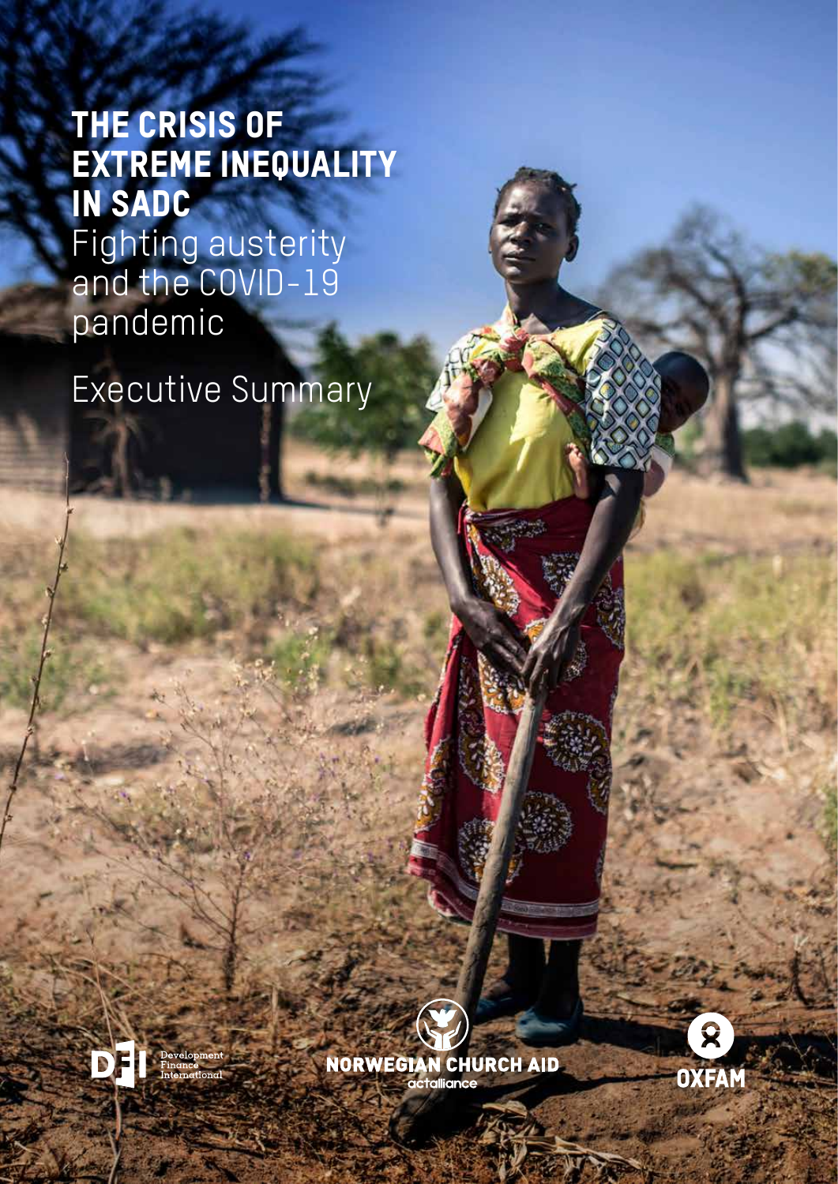# THE CRISIS OF EXTREME INEQUALITY IN SADC

Fighting austerity and the COVID-19 pandemic

Executive Summary

Development Finance International

NORWEGIAN CHURCH AID
actalliance

OXFAM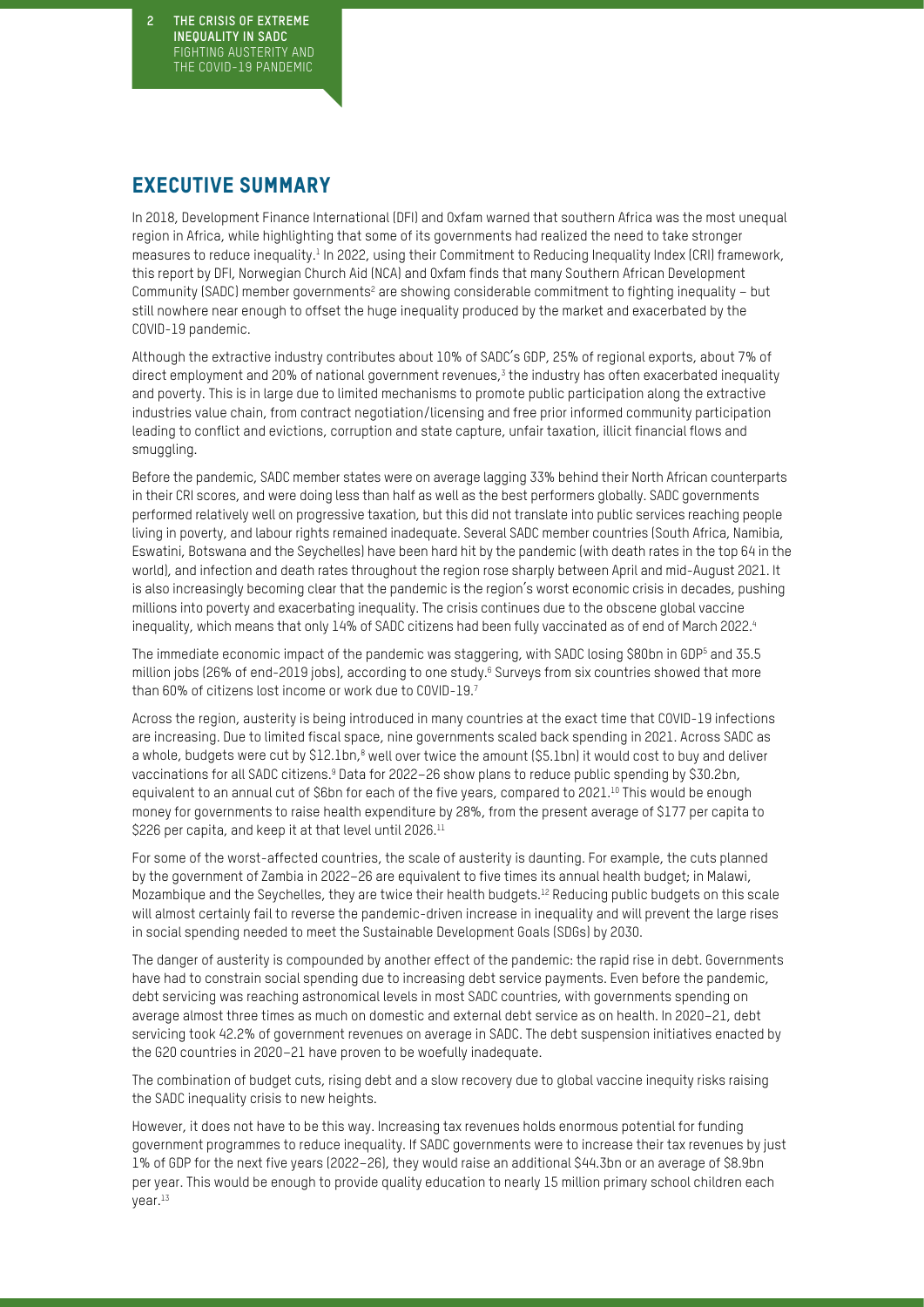## EXECUTIVE SUMMARY

In 2018, Development Finance International (DFI) and Oxfam warned that southern Africa was the most unequal region in Africa, while highlighting that some of its governments had realized the need to take stronger measures to reduce inequality.[1] In 2022, using their Commitment to Reducing Inequality Index (CRI) framework, this report by DFI, Norwegian Church Aid (NCA) and Oxfam finds that many Southern African Development Community (SADC) member governments[2] are showing considerable commitment to fighting inequality – but still nowhere near enough to offset the huge inequality produced by the market and exacerbated by the COVID-19 pandemic.

Although the extractive industry contributes about 10% of SADC's GDP, 25% of regional exports, about 7% of direct employment and 20% of national government revenues,[3] the industry has often exacerbated inequality and poverty. This is in large due to limited mechanisms to promote public participation along the extractive industries value chain, from contract negotiation/licensing and free prior informed community participation leading to conflict and evictions, corruption and state capture, unfair taxation, illicit financial flows and smuggling.

Before the pandemic, SADC member states were on average lagging 33% behind their North African counterparts in their CRI scores, and were doing less than half as well as the best performers globally. SADC governments performed relatively well on progressive taxation, but this did not translate into public services reaching people living in poverty, and labour rights remained inadequate. Several SADC member countries (South Africa, Namibia, Eswatini, Botswana and the Seychelles) have been hard hit by the pandemic (with death rates in the top 64 in the world), and infection and death rates throughout the region rose sharply between April and mid-August 2021. It is also increasingly becoming clear that the pandemic is the region's worst economic crisis in decades, pushing millions into poverty and exacerbating inequality. The crisis continues due to the obscene global vaccine inequality, which means that only 14% of SADC citizens had been fully vaccinated as of end of March 2022.[4]

The immediate economic impact of the pandemic was staggering, with SADC losing $80bn in GDP[5] and 35.5 million jobs (26% of end-2019 jobs), according to one study.[6] Surveys from six countries showed that more than 60% of citizens lost income or work due to COVID-19.[7]

Across the region, austerity is being introduced in many countries at the exact time that COVID-19 infections are increasing. Due to limited fiscal space, nine governments scaled back spending in 2021. Across SADC as a whole, budgets were cut by $12.1bn,[8] well over twice the amount ($5.1bn) it would cost to buy and deliver vaccinations for all SADC citizens.[9] Data for 2022–26 show plans to reduce public spending by $30.2bn, equivalent to an annual cut of $6bn for each of the five years, compared to 2021.[10] This would be enough money for governments to raise health expenditure by 28%, from the present average of $177 per capita to $226 per capita, and keep it at that level until 2026.[11]

For some of the worst-affected countries, the scale of austerity is daunting. For example, the cuts planned by the government of Zambia in 2022–26 are equivalent to five times its annual health budget; in Malawi, Mozambique and the Seychelles, they are twice their health budgets.[12] Reducing public budgets on this scale will almost certainly fail to reverse the pandemic-driven increase in inequality and will prevent the large rises in social spending needed to meet the Sustainable Development Goals (SDGs) by 2030.

The danger of austerity is compounded by another effect of the pandemic: the rapid rise in debt. Governments have had to constrain social spending due to increasing debt service payments. Even before the pandemic, debt servicing was reaching astronomical levels in most SADC countries, with governments spending on average almost three times as much on domestic and external debt service as on health. In 2020–21, debt servicing took 42.2% of government revenues on average in SADC. The debt suspension initiatives enacted by the G20 countries in 2020–21 have proven to be woefully inadequate.

The combination of budget cuts, rising debt and a slow recovery due to global vaccine inequity risks raising the SADC inequality crisis to new heights.

However, it does not have to be this way. Increasing tax revenues holds enormous potential for funding government programmes to reduce inequality. If SADC governments were to increase their tax revenues by just 1% of GDP for the next five years (2022–26), they would raise an additional $44.3bn or an average of $8.9bn per year. This would be enough to provide quality education to nearly 15 million primary school children each year.[13]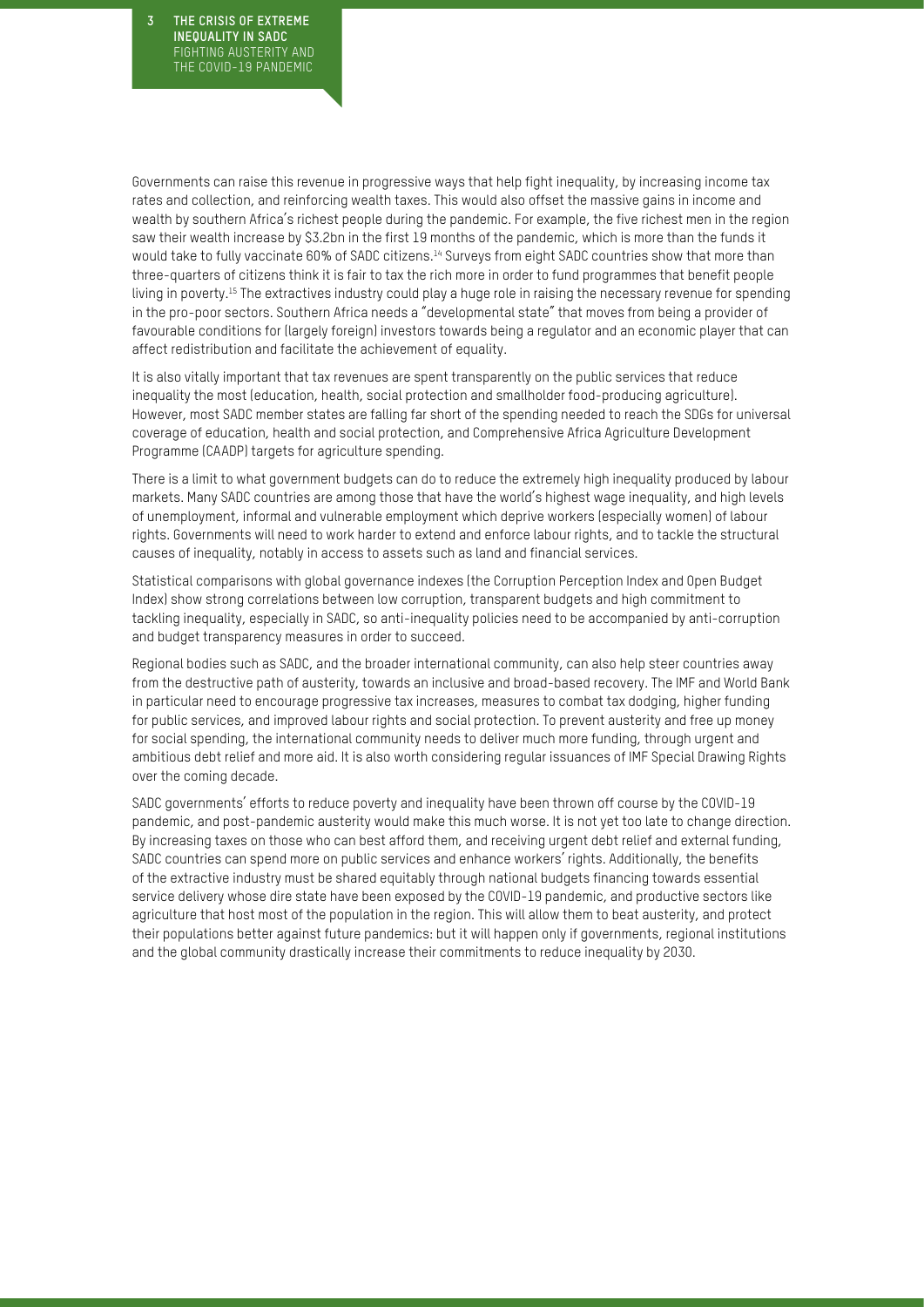Governments can raise this revenue in progressive ways that help fight inequality, by increasing income tax rates and collection, and reinforcing wealth taxes. This would also offset the massive gains in income and wealth by southern Africa's richest people during the pandemic. For example, the five richest men in the region saw their wealth increase by $3.2bn in the first 19 months of the pandemic, which is more than the funds it would take to fully vaccinate 60% of SADC citizens.[14] Surveys from eight SADC countries show that more than three-quarters of citizens think it is fair to tax the rich more in order to fund programmes that benefit people living in poverty.[15] The extractives industry could play a huge role in raising the necessary revenue for spending in the pro-poor sectors. Southern Africa needs a "developmental state" that moves from being a provider of favourable conditions for (largely foreign) investors towards being a regulator and an economic player that can affect redistribution and facilitate the achievement of equality.

It is also vitally important that tax revenues are spent transparently on the public services that reduce inequality the most (education, health, social protection and smallholder food-producing agriculture). However, most SADC member states are falling far short of the spending needed to reach the SDGs for universal coverage of education, health and social protection, and Comprehensive Africa Agriculture Development Programme (CAADP) targets for agriculture spending.

There is a limit to what government budgets can do to reduce the extremely high inequality produced by labour markets. Many SADC countries are among those that have the world's highest wage inequality, and high levels of unemployment, informal and vulnerable employment which deprive workers (especially women) of labour rights. Governments will need to work harder to extend and enforce labour rights, and to tackle the structural causes of inequality, notably in access to assets such as land and financial services.

Statistical comparisons with global governance indexes (the Corruption Perception Index and Open Budget Index) show strong correlations between low corruption, transparent budgets and high commitment to tackling inequality, especially in SADC, so anti-inequality policies need to be accompanied by anti-corruption and budget transparency measures in order to succeed.

Regional bodies such as SADC, and the broader international community, can also help steer countries away from the destructive path of austerity, towards an inclusive and broad-based recovery. The IMF and World Bank in particular need to encourage progressive tax increases, measures to combat tax dodging, higher funding for public services, and improved labour rights and social protection. To prevent austerity and free up money for social spending, the international community needs to deliver much more funding, through urgent and ambitious debt relief and more aid. It is also worth considering regular issuances of IMF Special Drawing Rights over the coming decade.

SADC governments' efforts to reduce poverty and inequality have been thrown off course by the COVID-19 pandemic, and post-pandemic austerity would make this much worse. It is not yet too late to change direction. By increasing taxes on those who can best afford them, and receiving urgent debt relief and external funding, SADC countries can spend more on public services and enhance workers' rights. Additionally, the benefits of the extractive industry must be shared equitably through national budgets financing towards essential service delivery whose dire state have been exposed by the COVID-19 pandemic, and productive sectors like agriculture that host most of the population in the region. This will allow them to beat austerity, and protect their populations better against future pandemics: but it will happen only if governments, regional institutions and the global community drastically increase their commitments to reduce inequality by 2030.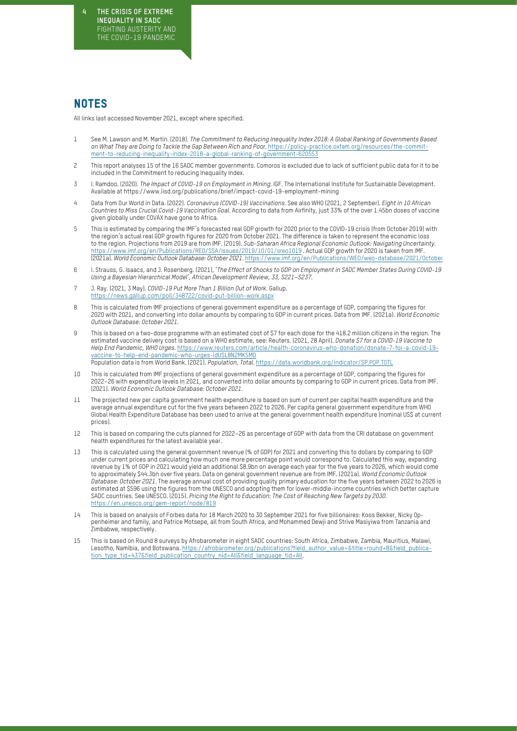## NOTES

All links last accessed November 2021, except where specified.

1. See M. Lawson and M. Martin. (2018). *The Commitment to Reducing Inequality Index 2018: A Global Ranking of Governments Based on What They are Doing to Tackle the Gap Between Rich and Poor.* https://policy-practice.oxfam.org/resources/the-commitment-to-reducing-inequality-index-2018-a-global-ranking-of-government-620553
2. This report analyses 15 of the 16 SADC member governments. Comoros is excluded due to lack of sufficient public data for it to be included in the Commitment to reducing Inequality Index.
3. I. Ramdoo. (2020). *The Impact of COVID-19 on Employment in Mining.* IGF. The International Institute for Sustainable Development. Available at https://www.iisd.org/publications/brief/impact-covid-19-employment-mining
4. Data from Our World in Data. (2022). *Coronavirus (COVID-19) Vaccinations.* See also WHO (2021, 2 September). *Eight in 10 African Countries to Miss Crucial Covid-19 Vaccination Goal.* According to data from Airfinity, just 33% of the over 1.45bn doses of vaccine given globally under COVAX have gone to Africa.
5. This is estimated by comparing the IMF's forecasted real GDP growth for 2020 prior to the COVID-19 crisis (from October 2019) with the region's actual real GDP growth figures for 2020 from October 2021. The difference is taken to represent the economic loss to the region. Projections from 2019 are from IMF. (2019). *Sub-Saharan Africa Regional Economic Outlook: Navigating Uncertainty.* https://www.imf.org/en/Publications/REO/SSA/Issues/2019/10/01/sreo1019 . Actual GDP growth for 2020 is taken from IMF. (2021a). *World Economic Outlook Database: October 2021.* https://www.imf.org/en/Publications/WEO/weo-database/2021/October
6. I. Strauss, G. Isaacs, and J. Rosenberg. (2021), '*The Effect of Shocks to GDP on Employment in SADC Member States During COVID-19 Using a Bayesian Hierarchical Model*', *African Development Review, 33, S221–S237.*
7. J. Ray. (2021, 3 May). *COVID-19 Put More Than 1 Billion Out of Work.* Gallup. https://news.gallup.com/poll/348722/covid-put-billion-work.aspx
8. This is calculated from IMF projections of general government expenditure as a percentage of GDP, comparing the figures for 2020 with 2021, and converting into dollar amounts by comparing to GDP in current prices. Data from IMF. (2021a). *World Economic Outlook Database: October 2021.*
9. This is based on a two-dose programme with an estimated cost of $7 for each dose for the 418.2 million citizens in the region. The estimated vaccine delivery cost is based on a WHO estimate, see: Reuters. (2021, 28 April). *Donate $7 for a COVID-19 Vaccine to Help End Pandemic, WHO Urges.* https://www.reuters.com/article/health-coronavirus-who-donation/donate-7-for-a-covid-19-vaccine-to-help-end-pandemic-who-urges-idUSL8N2MK5MD
   Population data is from World Bank. (2021). *Population, Total.* https://data.worldbank.org/indicator/SP.POP.TOTL
10. This is calculated from IMF projections of general government expenditure as a percentage of GDP, comparing the figures for 2022–26 with expenditure levels in 2021, and converted into dollar amounts by comparing to GDP in current prices. Data from IMF. (2021). *World Economic Outlook Database: October 2021.*
11. The projected new per capita government health expenditure is based on sum of current per capital health expenditure and the average annual expenditure cut for the five years between 2022 to 2026. Per capita general government expenditure from WHO Global Health Expenditure Database has been used to arrive at the general government health expenditure (nominal US$ at current prices).
12. This is based on comparing the cuts planned for 2022–26 as percentage of GDP with data from the CRI database on government health expenditures for the latest available year.
13. This is calculated using the general government revenue (% of GDP) for 2021 and converting this to dollars by comparing to GDP under current prices and calculating how much one more percentage point would correspond to. Calculated this way, expanding revenue by 1% of GDP in 2021 would yield an additional $8.9bn on average each year for the five years to 2026, which would come to approximately $44.3bn over five years. Data on general government revenue are from IMF. (2021a). *World Economic Outlook Database: October 2021.* The average annual cost of providing quality primary education for the five years between 2022 to 2026 is estimated at $596 using the figures from the UNESCO and adopting them for lower-middle-income countries which better capture SADC countries. See UNESCO. (2015). *Pricing the Right to Education: The Cost of Reaching New Targets by 2030.* https://en.unesco.org/gem-report/node/819
14. This is based on analysis of Forbes data for 18 March 2020 to 30 September 2021 for five billionaires: Koos Bekker, Nicky Oppenheimer and family, and Patrice Motsepe, all from South Africa, and Mohammed Dewji and Strive Masiyiwa from Tanzania and Zimbabwe, respectively.
15. This is based on Round 8 surveys by Afrobarometer in eight SADC countries: South Africa, Zimbabwe, Zambia, Mauritius, Malawi, Lesotho, Namibia, and Botswana. https://afrobarometer.org/publications?field_author_value=&title=round+8&field_publication_type_tid=437&field_publication_country_nid=All&field_language_tid=All.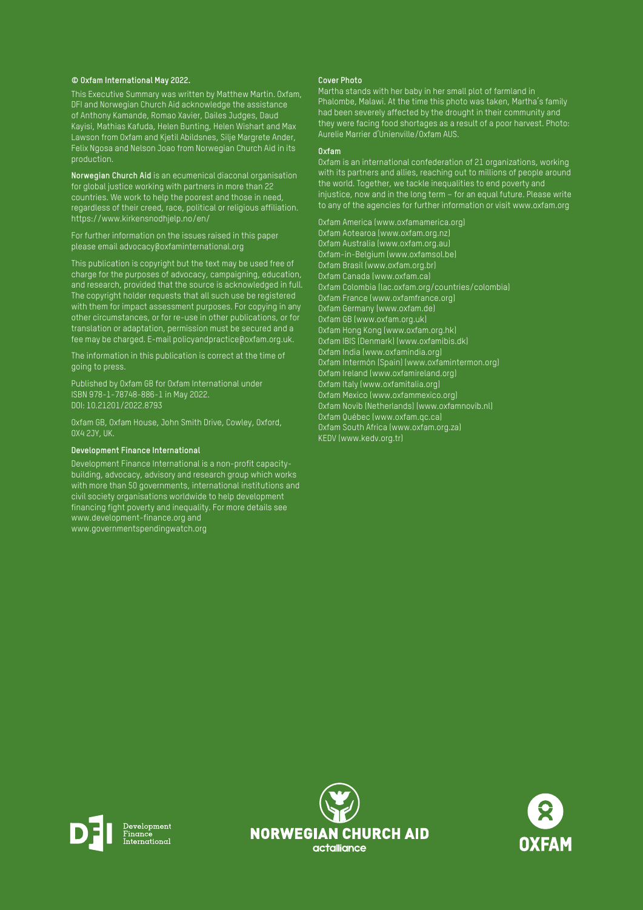**© Oxfam International May 2022.**

This Executive Summary was written by Matthew Martin. Oxfam, DFI and Norwegian Church Aid acknowledge the assistance of Anthony Kamande, Romao Xavier, Dailes Judges, Daud Kayisi, Mathias Kafuda, Helen Bunting, Helen Wishart and Max Lawson from Oxfam and Kjetil Abildsnes, Silje Margrete Ander, Felix Ngosa and Nelson Joao from Norwegian Church Aid in its production.

**Norwegian Church Aid** is an ecumenical diaconal organisation for global justice working with partners in more than 22 countries. We work to help the poorest and those in need, regardless of their creed, race, political or religious affiliation. https://www.kirkensnodhjelp.no/en/

For further information on the issues raised in this paper please email advocacy@oxfaminternational.org

This publication is copyright but the text may be used free of charge for the purposes of advocacy, campaigning, education, and research, provided that the source is acknowledged in full. The copyright holder requests that all such use be registered with them for impact assessment purposes. For copying in any other circumstances, or for re-use in other publications, or for translation or adaptation, permission must be secured and a fee may be charged. E-mail policyandpractice@oxfam.org.uk.

The information in this publication is correct at the time of going to press.

Published by Oxfam GB for Oxfam International under ISBN 978-1-78748-886-1 in May 2022.
DOI: 10.21201/2022.8793

Oxfam GB, Oxfam House, John Smith Drive, Cowley, Oxford, OX4 2JY, UK.

**Development Finance International**

Development Finance International is a non-profit capacity-building, advocacy, advisory and research group which works with more than 50 governments, international institutions and civil society organisations worldwide to help development financing fight poverty and inequality. For more details see www.development-finance.org and www.governmentspendingwatch.org

**Cover Photo**

Martha stands with her baby in her small plot of farmland in Phalombe, Malawi. At the time this photo was taken, Martha's family had been severely affected by the drought in their community and they were facing food shortages as a result of a poor harvest. Photo: Aurelie Marrier d'Unienville/Oxfam AUS.

**Oxfam**

Oxfam is an international confederation of 21 organizations, working with its partners and allies, reaching out to millions of people around the world. Together, we tackle inequalities to end poverty and injustice, now and in the long term – for an equal future. Please write to any of the agencies for further information or visit www.oxfam.org

Oxfam America (www.oxfamamerica.org)
Oxfam Aotearoa (www.oxfam.org.nz)
Oxfam Australia (www.oxfam.org.au)
Oxfam-in-Belgium (www.oxfamsol.be)
Oxfam Brasil (www.oxfam.org.br)
Oxfam Canada (www.oxfam.ca)
Oxfam Colombia (lac.oxfam.org/countries/colombia)
Oxfam France (www.oxfamfrance.org)
Oxfam Germany (www.oxfam.de)
Oxfam GB (www.oxfam.org.uk)
Oxfam Hong Kong (www.oxfam.org.hk)
Oxfam IBIS (Denmark) (www.oxfamibis.dk)
Oxfam India (www.oxfamindia.org)
Oxfam Intermón (Spain) (www.oxfamintermon.org)
Oxfam Ireland (www.oxfamireland.org)
Oxfam Italy (www.oxfamitalia.org)
Oxfam Mexico (www.oxfammexico.org)
Oxfam Novib (Netherlands) (www.oxfamnovib.nl)
Oxfam Québec (www.oxfam.qc.ca)
Oxfam South Africa (www.oxfam.org.za)
KEDV (www.kedv.org.tr)

Development Finance International

NORWEGIAN CHURCH AID
actalliance

OXFAM